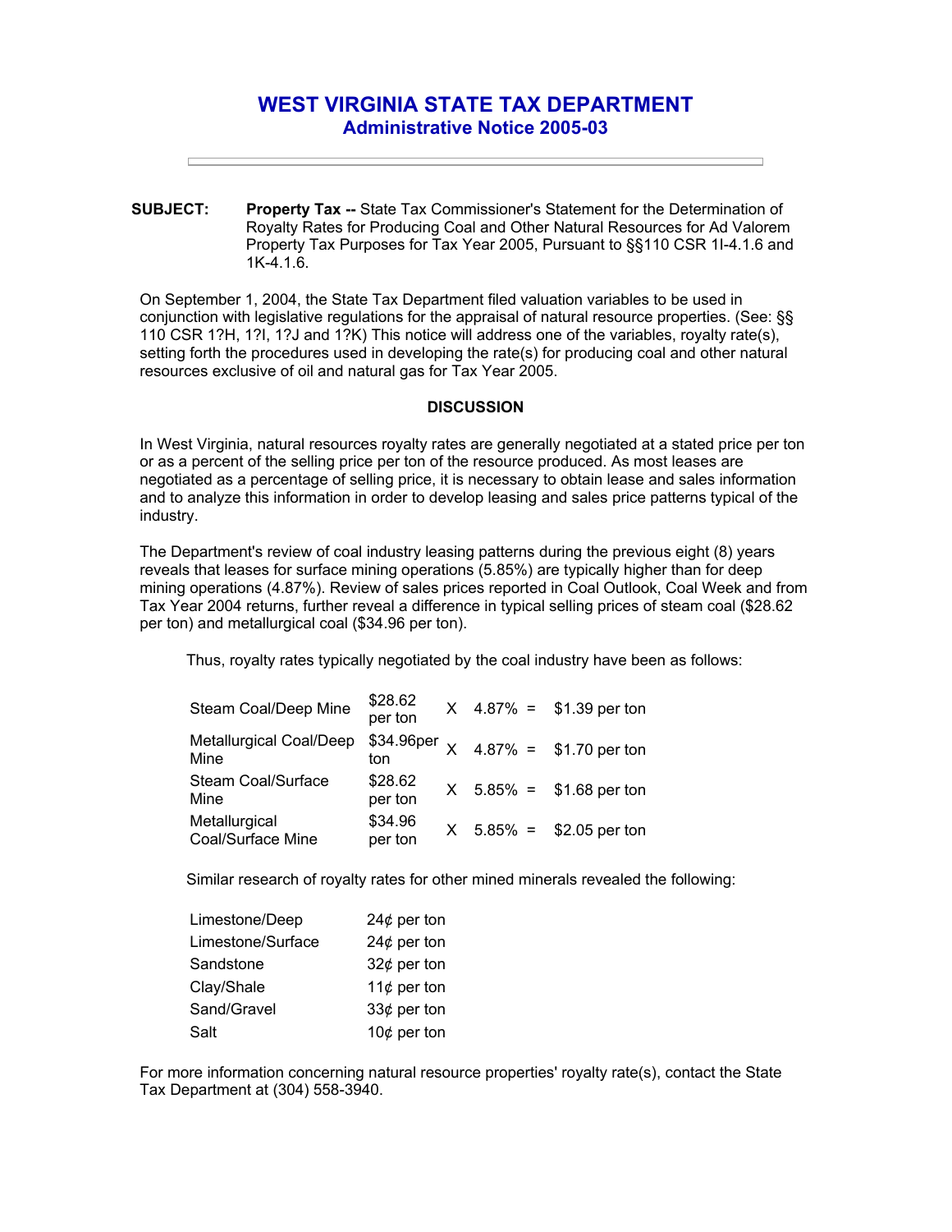# WEST VIRGINIA STATE TAX DEPARTMENT

## Administrative Notice 2005-03

---

**SUBJECT:** **Property Tax --** State Tax Commissioner's Statement for the Determination of Royalty Rates for Producing Coal and Other Natural Resources for Ad Valorem Property Tax Purposes for Tax Year 2005, Pursuant to §§110 CSR 1I-4.1.6 and 1K-4.1.6.

On September 1, 2004, the State Tax Department filed valuation variables to be used in conjunction with legislative regulations for the appraisal of natural resource properties. (See: §§ 110 CSR 1?H, 1?I, 1?J and 1?K) This notice will address one of the variables, royalty rate(s), setting forth the procedures used in developing the rate(s) for producing coal and other natural resources exclusive of oil and natural gas for Tax Year 2005.

### DISCUSSION

In West Virginia, natural resources royalty rates are generally negotiated at a stated price per ton or as a percent of the selling price per ton of the resource produced. As most leases are negotiated as a percentage of selling price, it is necessary to obtain lease and sales information and to analyze this information in order to develop leasing and sales price patterns typical of the industry.

The Department's review of coal industry leasing patterns during the previous eight (8) years reveals that leases for surface mining operations (5.85%) are typically higher than for deep mining operations (4.87%). Review of sales prices reported in Coal Outlook, Coal Week and from Tax Year 2004 returns, further reveal a difference in typical selling prices of steam coal ($28.62 per ton) and metallurgical coal ($34.96 per ton).

Thus, royalty rates typically negotiated by the coal industry have been as follows:

| | | | | | |
|---|---|---|---|---|---|
| Steam Coal/Deep Mine | $28.62 per ton | X | 4.87% | = | $1.39 per ton |
| Metallurgical Coal/Deep Mine | $34.96per ton | X | 4.87% | = | $1.70 per ton |
| Steam Coal/Surface Mine | $28.62 per ton | X | 5.85% | = | $1.68 per ton |
| Metallurgical Coal/Surface Mine | $34.96 per ton | X | 5.85% | = | $2.05 per ton |

Similar research of royalty rates for other mined minerals revealed the following:

| | |
|---|---|
| Limestone/Deep | 24¢ per ton |
| Limestone/Surface | 24¢ per ton |
| Sandstone | 32¢ per ton |
| Clay/Shale | 11¢ per ton |
| Sand/Gravel | 33¢ per ton |
| Salt | 10¢ per ton |

For more information concerning natural resource properties' royalty rate(s), contact the State Tax Department at (304) 558-3940.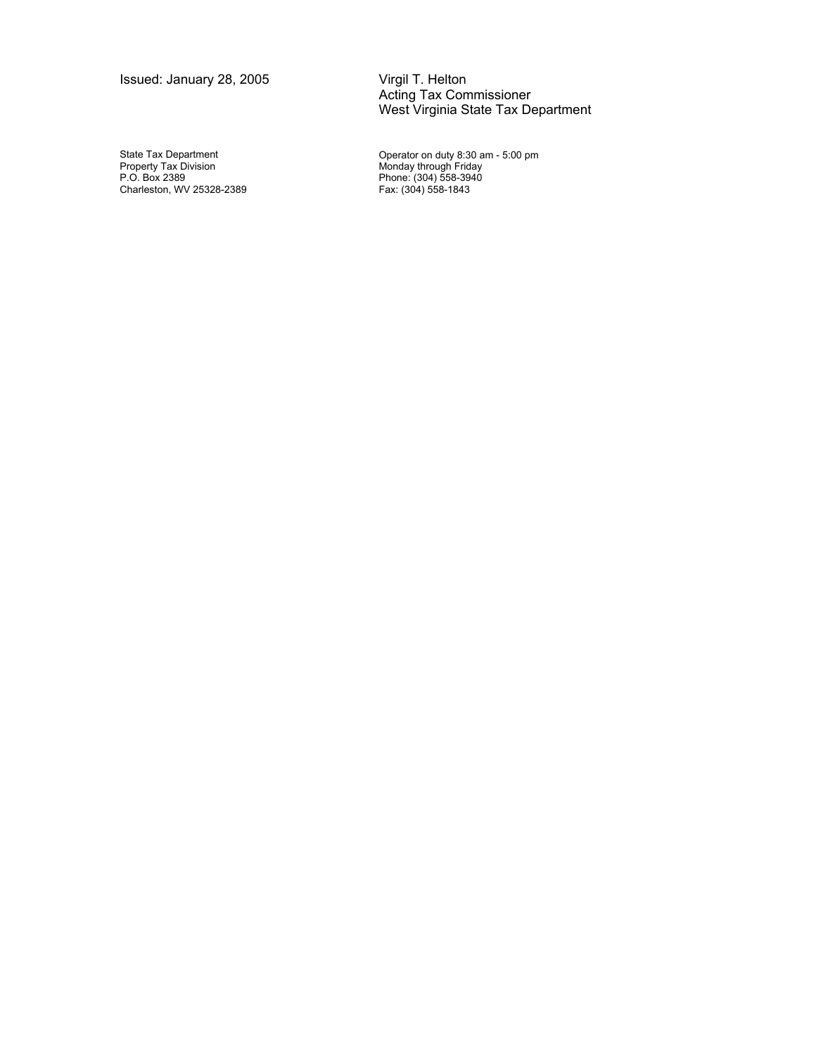Issued: January 28, 2005

Virgil T. Helton
Acting Tax Commissioner
West Virginia State Tax Department

State Tax Department
Property Tax Division
P.O. Box 2389
Charleston, WV 25328-2389

Operator on duty 8:30 am - 5:00 pm
Monday through Friday
Phone: (304) 558-3940
Fax: (304) 558-1843